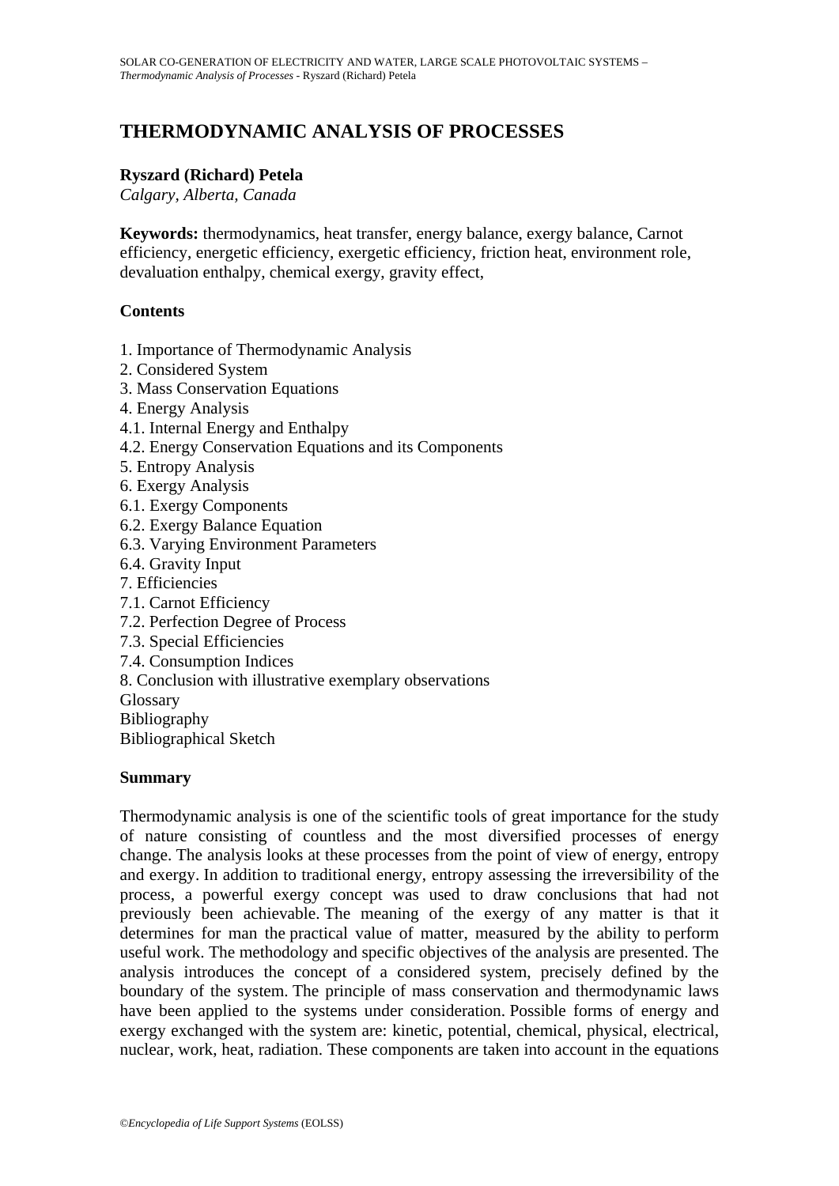# THERMODYNAMIC ANALYSIS OF PROCESSES

**Ryszard (Richard) Petela**
*Calgary, Alberta, Canada*

**Keywords:** thermodynamics, heat transfer, energy balance, exergy balance, Carnot efficiency, energetic efficiency, exergetic efficiency, friction heat, environment role, devaluation enthalpy, chemical exergy, gravity effect,

## Contents

1. Importance of Thermodynamic Analysis
2. Considered System
3. Mass Conservation Equations
4. Energy Analysis
4.1. Internal Energy and Enthalpy
4.2. Energy Conservation Equations and its Components
5. Entropy Analysis
6. Exergy Analysis
6.1. Exergy Components
6.2. Exergy Balance Equation
6.3. Varying Environment Parameters
6.4. Gravity Input
7. Efficiencies
7.1. Carnot Efficiency
7.2. Perfection Degree of Process
7.3. Special Efficiencies
7.4. Consumption Indices
8. Conclusion with illustrative exemplary observations
Glossary
Bibliography
Bibliographical Sketch

## Summary

Thermodynamic analysis is one of the scientific tools of great importance for the study of nature consisting of countless and the most diversified processes of energy change. The analysis looks at these processes from the point of view of energy, entropy and exergy. In addition to traditional energy, entropy assessing the irreversibility of the process, a powerful exergy concept was used to draw conclusions that had not previously been achievable. The meaning of the exergy of any matter is that it determines for man the practical value of matter, measured by the ability to perform useful work. The methodology and specific objectives of the analysis are presented. The analysis introduces the concept of a considered system, precisely defined by the boundary of the system. The principle of mass conservation and thermodynamic laws have been applied to the systems under consideration. Possible forms of energy and exergy exchanged with the system are: kinetic, potential, chemical, physical, electrical, nuclear, work, heat, radiation. These components are taken into account in the equations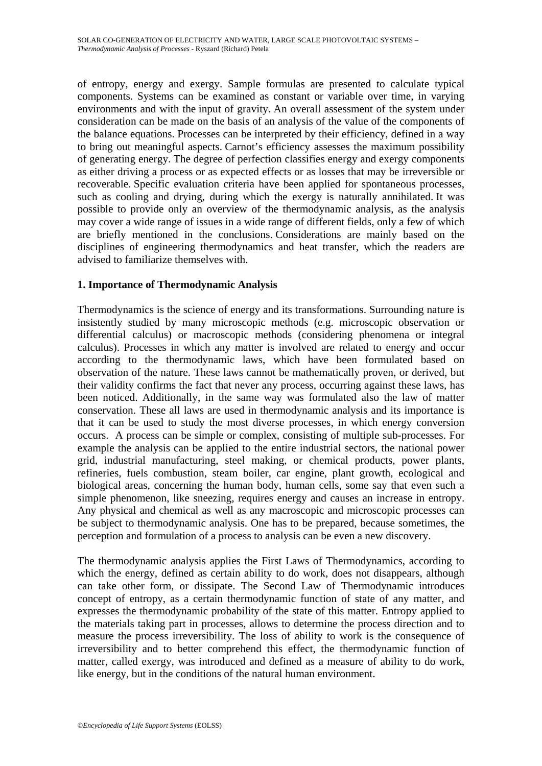of entropy, energy and exergy. Sample formulas are presented to calculate typical components. Systems can be examined as constant or variable over time, in varying environments and with the input of gravity. An overall assessment of the system under consideration can be made on the basis of an analysis of the value of the components of the balance equations. Processes can be interpreted by their efficiency, defined in a way to bring out meaningful aspects. Carnot's efficiency assesses the maximum possibility of generating energy. The degree of perfection classifies energy and exergy components as either driving a process or as expected effects or as losses that may be irreversible or recoverable. Specific evaluation criteria have been applied for spontaneous processes, such as cooling and drying, during which the exergy is naturally annihilated. It was possible to provide only an overview of the thermodynamic analysis, as the analysis may cover a wide range of issues in a wide range of different fields, only a few of which are briefly mentioned in the conclusions. Considerations are mainly based on the disciplines of engineering thermodynamics and heat transfer, which the readers are advised to familiarize themselves with.

## 1. Importance of Thermodynamic Analysis

Thermodynamics is the science of energy and its transformations. Surrounding nature is insistently studied by many microscopic methods (e.g. microscopic observation or differential calculus) or macroscopic methods (considering phenomena or integral calculus). Processes in which any matter is involved are related to energy and occur according to the thermodynamic laws, which have been formulated based on observation of the nature. These laws cannot be mathematically proven, or derived, but their validity confirms the fact that never any process, occurring against these laws, has been noticed. Additionally, in the same way was formulated also the law of matter conservation. These all laws are used in thermodynamic analysis and its importance is that it can be used to study the most diverse processes, in which energy conversion occurs. A process can be simple or complex, consisting of multiple sub-processes. For example the analysis can be applied to the entire industrial sectors, the national power grid, industrial manufacturing, steel making, or chemical products, power plants, refineries, fuels combustion, steam boiler, car engine, plant growth, ecological and biological areas, concerning the human body, human cells, some say that even such a simple phenomenon, like sneezing, requires energy and causes an increase in entropy. Any physical and chemical as well as any macroscopic and microscopic processes can be subject to thermodynamic analysis. One has to be prepared, because sometimes, the perception and formulation of a process to analysis can be even a new discovery.

The thermodynamic analysis applies the First Laws of Thermodynamics, according to which the energy, defined as certain ability to do work, does not disappears, although can take other form, or dissipate. The Second Law of Thermodynamic introduces concept of entropy, as a certain thermodynamic function of state of any matter, and expresses the thermodynamic probability of the state of this matter. Entropy applied to the materials taking part in processes, allows to determine the process direction and to measure the process irreversibility. The loss of ability to work is the consequence of irreversibility and to better comprehend this effect, the thermodynamic function of matter, called exergy, was introduced and defined as a measure of ability to do work, like energy, but in the conditions of the natural human environment.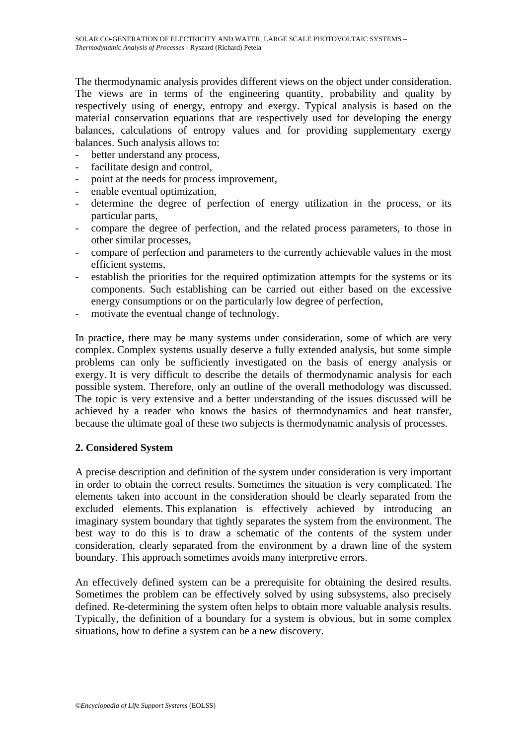The thermodynamic analysis provides different views on the object under consideration. The views are in terms of the engineering quantity, probability and quality by respectively using of energy, entropy and exergy. Typical analysis is based on the material conservation equations that are respectively used for developing the energy balances, calculations of entropy values and for providing supplementary exergy balances. Such analysis allows to:

- better understand any process,
- facilitate design and control,
- point at the needs for process improvement,
- enable eventual optimization,
- determine the degree of perfection of energy utilization in the process, or its particular parts,
- compare the degree of perfection, and the related process parameters, to those in other similar processes,
- compare of perfection and parameters to the currently achievable values in the most efficient systems,
- establish the priorities for the required optimization attempts for the systems or its components. Such establishing can be carried out either based on the excessive energy consumptions or on the particularly low degree of perfection,
- motivate the eventual change of technology.

In practice, there may be many systems under consideration, some of which are very complex. Complex systems usually deserve a fully extended analysis, but some simple problems can only be sufficiently investigated on the basis of energy analysis or exergy. It is very difficult to describe the details of thermodynamic analysis for each possible system. Therefore, only an outline of the overall methodology was discussed. The topic is very extensive and a better understanding of the issues discussed will be achieved by a reader who knows the basics of thermodynamics and heat transfer, because the ultimate goal of these two subjects is thermodynamic analysis of processes.

## 2. Considered System

A precise description and definition of the system under consideration is very important in order to obtain the correct results. Sometimes the situation is very complicated. The elements taken into account in the consideration should be clearly separated from the excluded elements. This explanation is effectively achieved by introducing an imaginary system boundary that tightly separates the system from the environment. The best way to do this is to draw a schematic of the contents of the system under consideration, clearly separated from the environment by a drawn line of the system boundary. This approach sometimes avoids many interpretive errors.

An effectively defined system can be a prerequisite for obtaining the desired results. Sometimes the problem can be effectively solved by using subsystems, also precisely defined. Re-determining the system often helps to obtain more valuable analysis results. Typically, the definition of a boundary for a system is obvious, but in some complex situations, how to define a system can be a new discovery.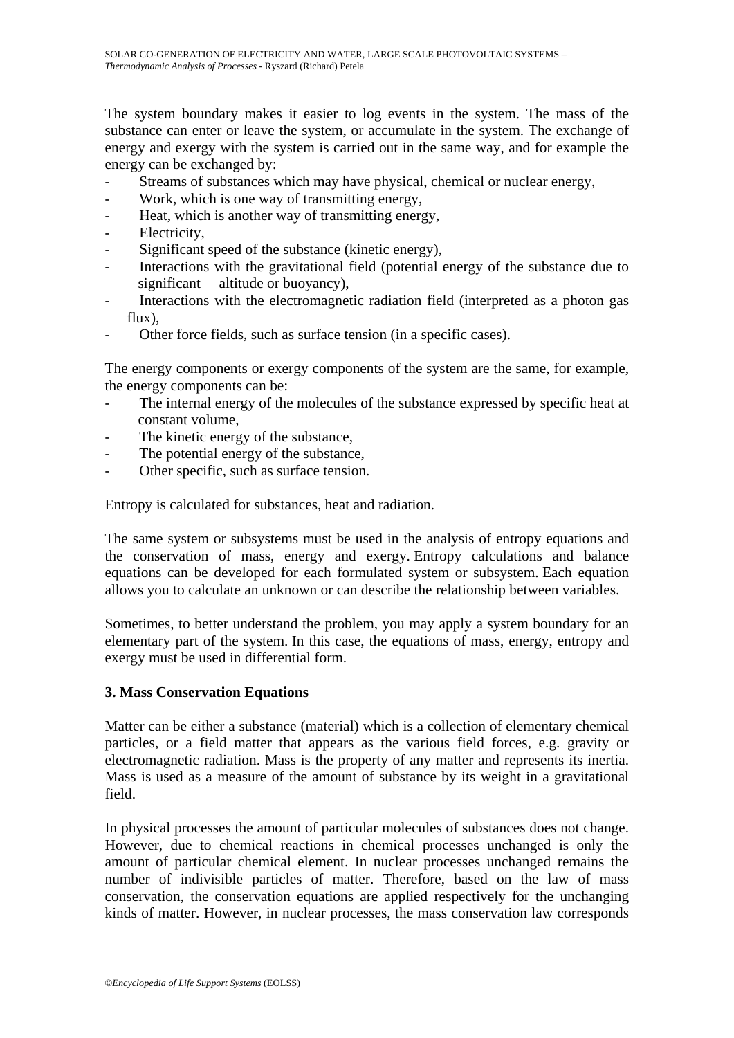The system boundary makes it easier to log events in the system. The mass of the substance can enter or leave the system, or accumulate in the system. The exchange of energy and exergy with the system is carried out in the same way, and for example the energy can be exchanged by:

- Streams of substances which may have physical, chemical or nuclear energy,
- Work, which is one way of transmitting energy,
- Heat, which is another way of transmitting energy,
- Electricity,
- Significant speed of the substance (kinetic energy),
- Interactions with the gravitational field (potential energy of the substance due to significant altitude or buoyancy),
- Interactions with the electromagnetic radiation field (interpreted as a photon gas flux),
- Other force fields, such as surface tension (in a specific cases).

The energy components or exergy components of the system are the same, for example, the energy components can be:

- The internal energy of the molecules of the substance expressed by specific heat at constant volume,
- The kinetic energy of the substance,
- The potential energy of the substance,
- Other specific, such as surface tension.

Entropy is calculated for substances, heat and radiation.

The same system or subsystems must be used in the analysis of entropy equations and the conservation of mass, energy and exergy. Entropy calculations and balance equations can be developed for each formulated system or subsystem. Each equation allows you to calculate an unknown or can describe the relationship between variables.

Sometimes, to better understand the problem, you may apply a system boundary for an elementary part of the system. In this case, the equations of mass, energy, entropy and exergy must be used in differential form.

## 3. Mass Conservation Equations

Matter can be either a substance (material) which is a collection of elementary chemical particles, or a field matter that appears as the various field forces, e.g. gravity or electromagnetic radiation. Mass is the property of any matter and represents its inertia. Mass is used as a measure of the amount of substance by its weight in a gravitational field.

In physical processes the amount of particular molecules of substances does not change. However, due to chemical reactions in chemical processes unchanged is only the amount of particular chemical element. In nuclear processes unchanged remains the number of indivisible particles of matter. Therefore, based on the law of mass conservation, the conservation equations are applied respectively for the unchanging kinds of matter. However, in nuclear processes, the mass conservation law corresponds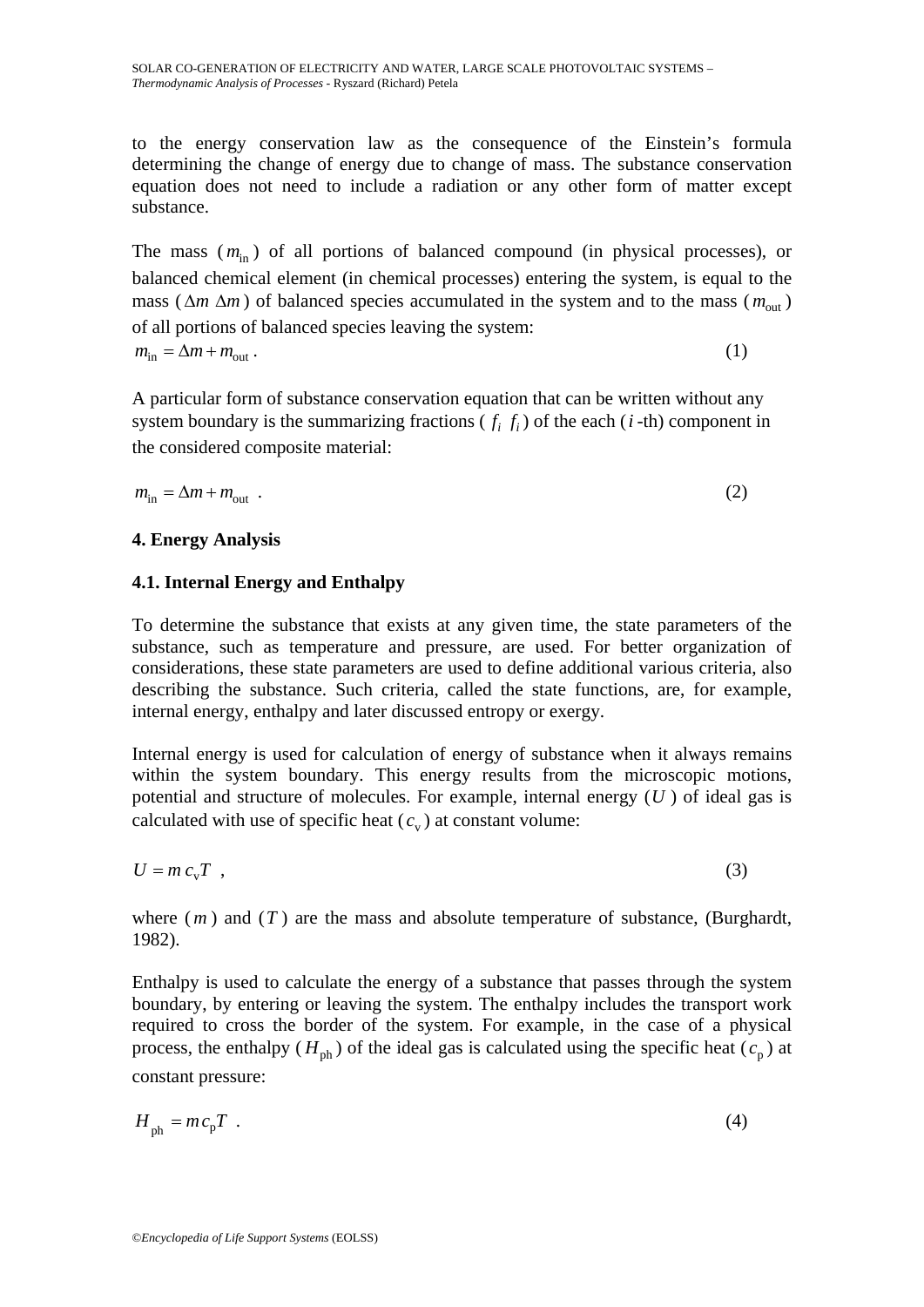to the energy conservation law as the consequence of the Einstein's formula determining the change of energy due to change of mass. The substance conservation equation does not need to include a radiation or any other form of matter except substance.

The mass ($m_{\text{in}}$) of all portions of balanced compound (in physical processes), or balanced chemical element (in chemical processes) entering the system, is equal to the mass ($\Delta m$ $\Delta m$) of balanced species accumulated in the system and to the mass ($m_{\text{out}}$) of all portions of balanced species leaving the system:

$$m_{\text{in}} = \Delta m + m_{\text{out}} \,. \tag{1}$$

A particular form of substance conservation equation that can be written without any system boundary is the summarizing fractions ( $f_i$ $f_i$ ) of the each ($i$-th) component in the considered composite material:

$$m_{\text{in}} = \Delta m + m_{\text{out}} \,. \tag{2}$$

## 4. Energy Analysis

### 4.1. Internal Energy and Enthalpy

To determine the substance that exists at any given time, the state parameters of the substance, such as temperature and pressure, are used. For better organization of considerations, these state parameters are used to define additional various criteria, also describing the substance. Such criteria, called the state functions, are, for example, internal energy, enthalpy and later discussed entropy or exergy.

Internal energy is used for calculation of energy of substance when it always remains within the system boundary. This energy results from the microscopic motions, potential and structure of molecules. For example, internal energy ($U$) of ideal gas is calculated with use of specific heat ($c_{\text{v}}$) at constant volume:

$$U = m\, c_{\text{v}} T \;, \tag{3}$$

where ($m$) and ($T$) are the mass and absolute temperature of substance, (Burghardt, 1982).

Enthalpy is used to calculate the energy of a substance that passes through the system boundary, by entering or leaving the system. The enthalpy includes the transport work required to cross the border of the system. For example, in the case of a physical process, the enthalpy ($H_{\text{ph}}$) of the ideal gas is calculated using the specific heat ($c_{\text{p}}$) at constant pressure:

$$H_{\text{ph}} = m\, c_{\text{p}} T \;. \tag{4}$$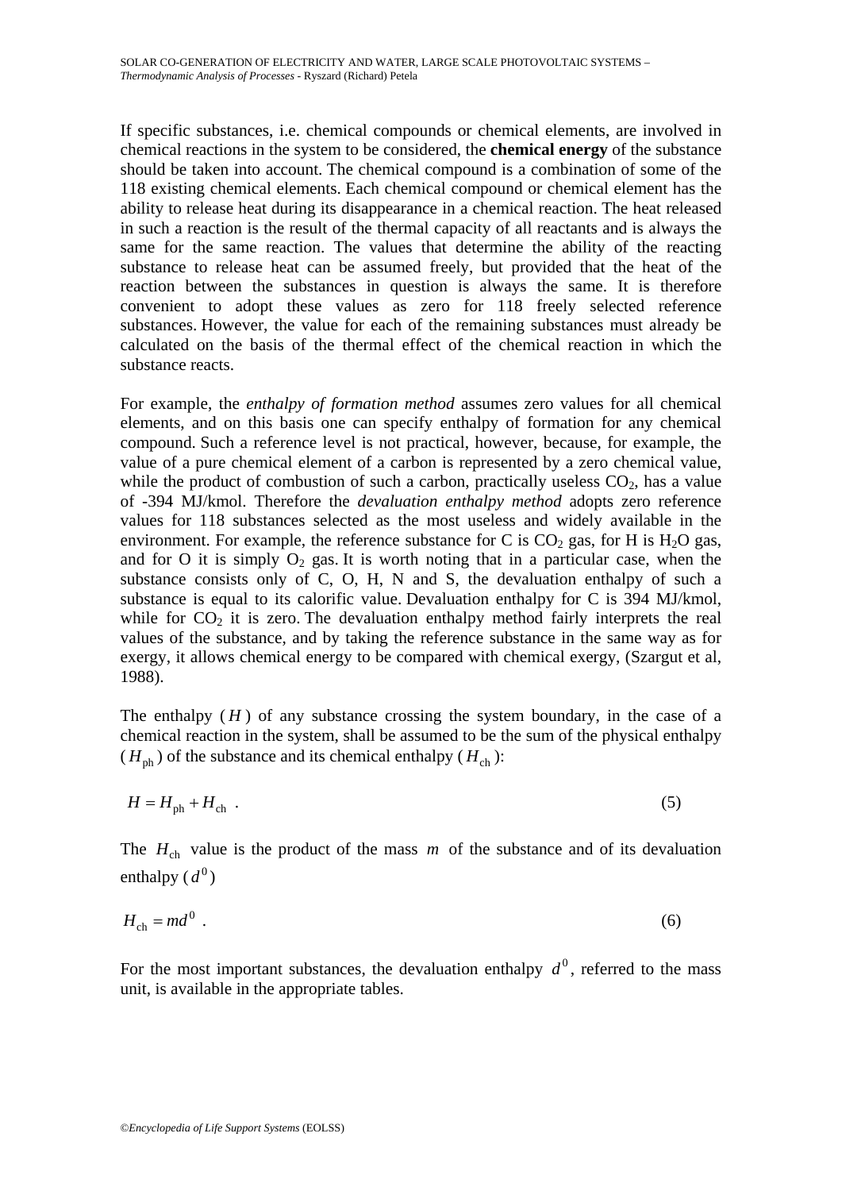If specific substances, i.e. chemical compounds or chemical elements, are involved in chemical reactions in the system to be considered, the **chemical energy** of the substance should be taken into account. The chemical compound is a combination of some of the 118 existing chemical elements. Each chemical compound or chemical element has the ability to release heat during its disappearance in a chemical reaction. The heat released in such a reaction is the result of the thermal capacity of all reactants and is always the same for the same reaction. The values that determine the ability of the reacting substance to release heat can be assumed freely, but provided that the heat of the reaction between the substances in question is always the same. It is therefore convenient to adopt these values as zero for 118 freely selected reference substances. However, the value for each of the remaining substances must already be calculated on the basis of the thermal effect of the chemical reaction in which the substance reacts.

For example, the *enthalpy of formation method* assumes zero values for all chemical elements, and on this basis one can specify enthalpy of formation for any chemical compound. Such a reference level is not practical, however, because, for example, the value of a pure chemical element of a carbon is represented by a zero chemical value, while the product of combustion of such a carbon, practically useless $CO_2$, has a value of -394 MJ/kmol. Therefore the *devaluation enthalpy method* adopts zero reference values for 118 substances selected as the most useless and widely available in the environment. For example, the reference substance for C is $CO_2$ gas, for H is $H_2O$ gas, and for O it is simply $O_2$ gas. It is worth noting that in a particular case, when the substance consists only of C, O, H, N and S, the devaluation enthalpy of such a substance is equal to its calorific value. Devaluation enthalpy for C is 394 MJ/kmol, while for $CO_2$ it is zero. The devaluation enthalpy method fairly interprets the real values of the substance, and by taking the reference substance in the same way as for exergy, it allows chemical energy to be compared with chemical exergy, (Szargut et al, 1988).

The enthalpy ($H$) of any substance crossing the system boundary, in the case of a chemical reaction in the system, shall be assumed to be the sum of the physical enthalpy ($H_{\mathrm{ph}}$) of the substance and its chemical enthalpy ($H_{\mathrm{ch}}$):

$$H = H_{\mathrm{ph}} + H_{\mathrm{ch}} \quad . \tag{5}$$

The $H_{\mathrm{ch}}$ value is the product of the mass $m$ of the substance and of its devaluation enthalpy ($d^0$)

$$H_{\mathrm{ch}} = md^0 \quad . \tag{6}$$

For the most important substances, the devaluation enthalpy $d^0$, referred to the mass unit, is available in the appropriate tables.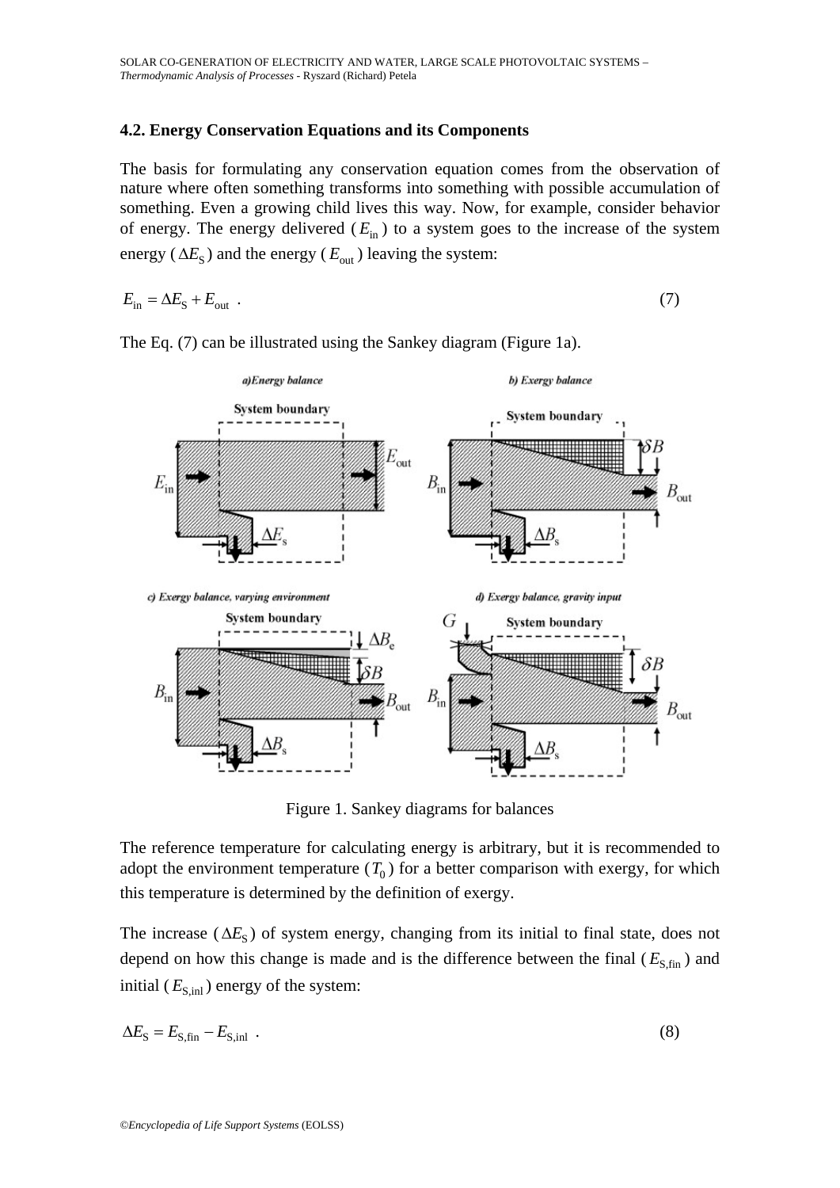## 4.2. Energy Conservation Equations and its Components

The basis for formulating any conservation equation comes from the observation of nature where often something transforms into something with possible accumulation of something. Even a growing child lives this way. Now, for example, consider behavior of energy. The energy delivered ($E_{\text{in}}$) to a system goes to the increase of the system energy ($\Delta E_{\text{S}}$) and the energy ($E_{\text{out}}$) leaving the system:

$$E_{\text{in}} = \Delta E_{\text{S}} + E_{\text{out}} \quad . \tag{7}$$

The Eq. (7) can be illustrated using the Sankey diagram (Figure 1a).

Figure 1. Sankey diagrams for balances

The reference temperature for calculating energy is arbitrary, but it is recommended to adopt the environment temperature ($T_0$) for a better comparison with exergy, for which this temperature is determined by the definition of exergy.

The increase ($\Delta E_{\text{S}}$) of system energy, changing from its initial to final state, does not depend on how this change is made and is the difference between the final ($E_{\text{S,fin}}$) and initial ($E_{\text{S,inl}}$) energy of the system:

$$\Delta E_{\text{S}} = E_{\text{S,fin}} - E_{\text{S,inl}} \quad . \tag{8}$$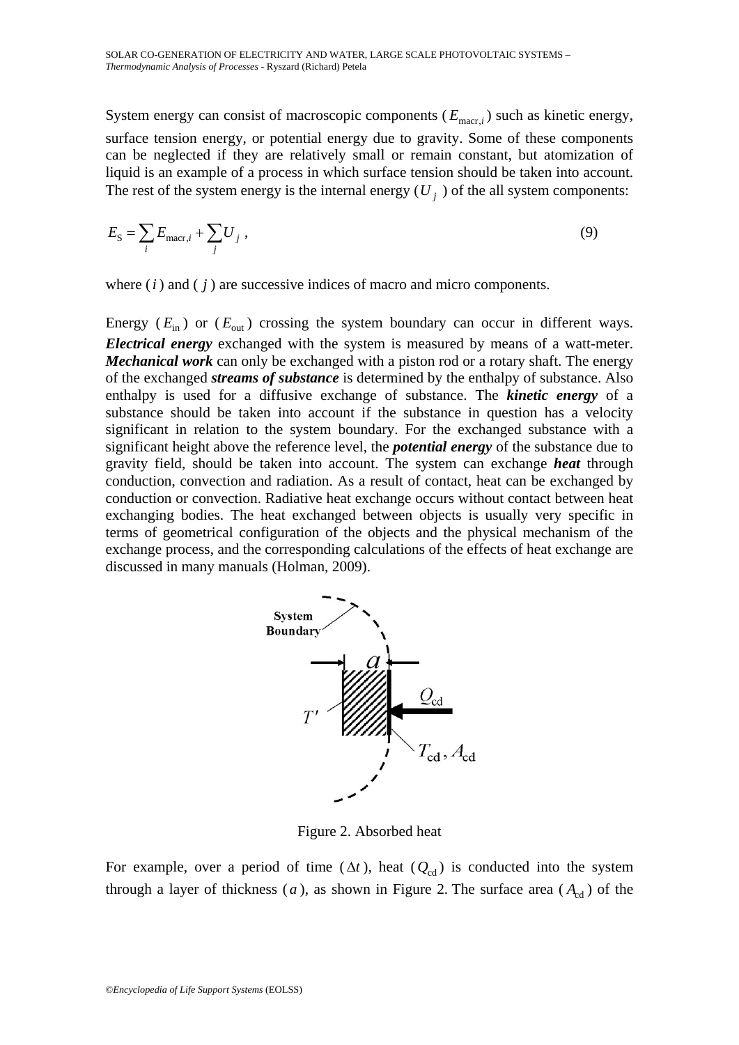System energy can consist of macroscopic components ($E_{\mathrm{macr},i}$) such as kinetic energy, surface tension energy, or potential energy due to gravity. Some of these components can be neglected if they are relatively small or remain constant, but atomization of liquid is an example of a process in which surface tension should be taken into account. The rest of the system energy is the internal energy ($U_j$) of the all system components:

$$E_{\mathrm{S}} = \sum_i E_{\mathrm{macr},i} + \sum_j U_j \ , \tag{9}$$

where ($i$) and ($j$) are successive indices of macro and micro components.

Energy ($E_{\mathrm{in}}$) or ($E_{\mathrm{out}}$) crossing the system boundary can occur in different ways. ***Electrical energy*** exchanged with the system is measured by means of a watt-meter. ***Mechanical work*** can only be exchanged with a piston rod or a rotary shaft. The energy of the exchanged ***streams of substance*** is determined by the enthalpy of substance. Also enthalpy is used for a diffusive exchange of substance. The ***kinetic energy*** of a substance should be taken into account if the substance in question has a velocity significant in relation to the system boundary. For the exchanged substance with a significant height above the reference level, the ***potential energy*** of the substance due to gravity field, should be taken into account. The system can exchange ***heat*** through conduction, convection and radiation. As a result of contact, heat can be exchanged by conduction or convection. Radiative heat exchange occurs without contact between heat exchanging bodies. The heat exchanged between objects is usually very specific in terms of geometrical configuration of the objects and the physical mechanism of the exchange process, and the corresponding calculations of the effects of heat exchange are discussed in many manuals (Holman, 2009).

Figure 2. Absorbed heat

For example, over a period of time ($\Delta t$), heat ($Q_{\mathrm{cd}}$) is conducted into the system through a layer of thickness ($a$), as shown in Figure 2. The surface area ($A_{\mathrm{cd}}$) of the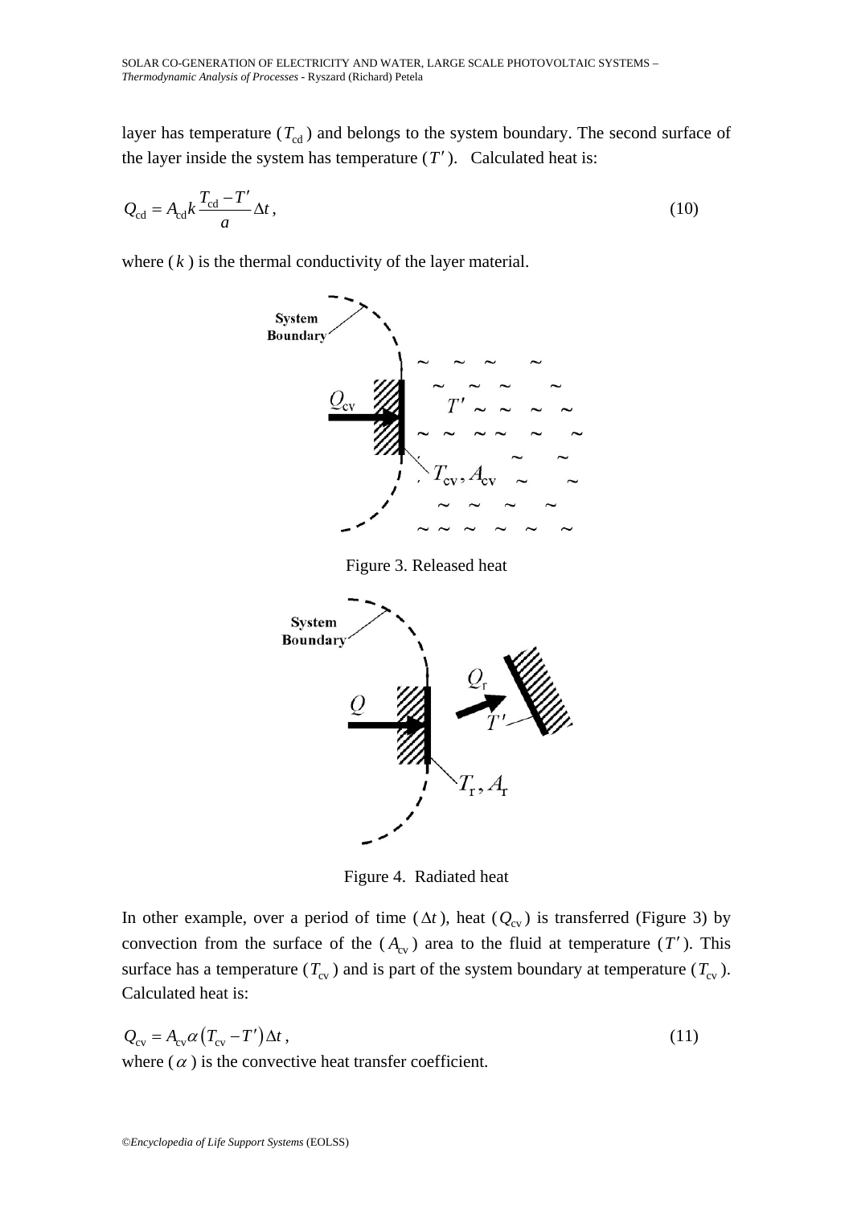layer has temperature ($T_{\mathrm{cd}}$) and belongs to the system boundary. The second surface of the layer inside the system has temperature ($T'$). Calculated heat is:

$$Q_{\mathrm{cd}} = A_{\mathrm{cd}} k \frac{T_{\mathrm{cd}} - T'}{a} \Delta t, \tag{10}$$

where ($k$) is the thermal conductivity of the layer material.

Figure 3. Released heat

Figure 4. Radiated heat

In other example, over a period of time ($\Delta t$), heat ($Q_{\mathrm{cv}}$) is transferred (Figure 3) by convection from the surface of the ($A_{\mathrm{cv}}$) area to the fluid at temperature ($T'$). This surface has a temperature ($T_{\mathrm{cv}}$) and is part of the system boundary at temperature ($T_{\mathrm{cv}}$). Calculated heat is:

$$Q_{\mathrm{cv}} = A_{\mathrm{cv}} \alpha \left( T_{\mathrm{cv}} - T' \right) \Delta t, \tag{11}$$

where ($\alpha$) is the convective heat transfer coefficient.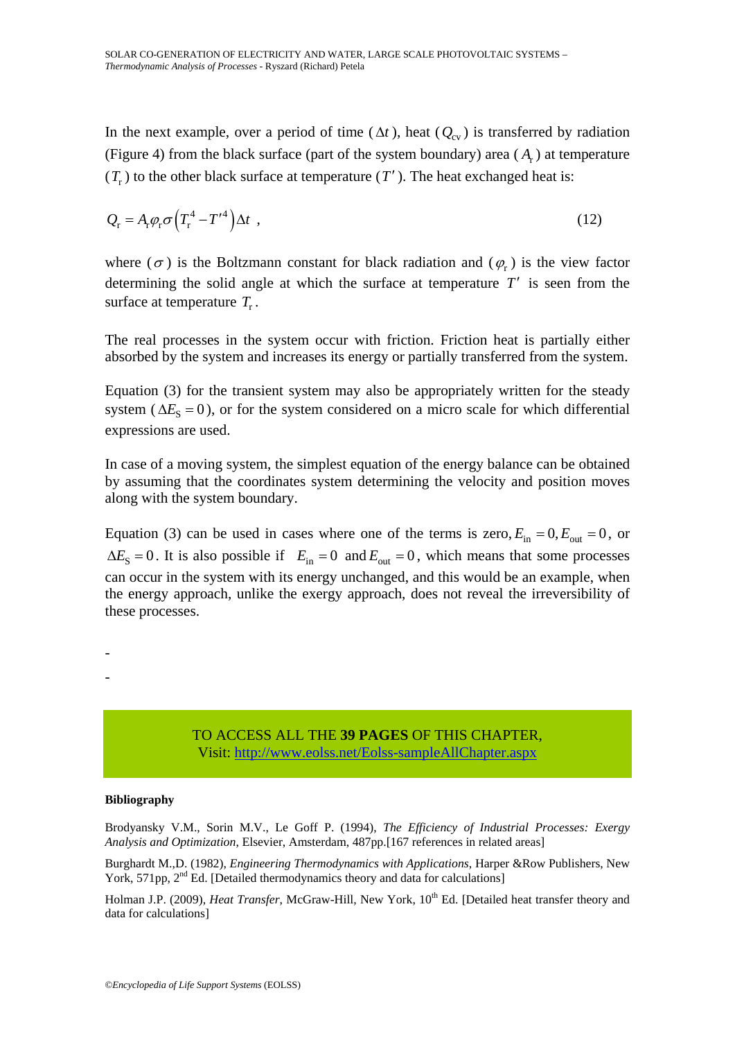In the next example, over a period of time ($\Delta t$), heat ($Q_{cv}$) is transferred by radiation (Figure 4) from the black surface (part of the system boundary) area ($A_r$) at temperature ($T_r$) to the other black surface at temperature ($T'$). The heat exchanged heat is:

$$Q_r = A_r \varphi_r \sigma \left( T_r^4 - T'^4 \right) \Delta t \ , \tag{12}$$

where ($\sigma$) is the Boltzmann constant for black radiation and ($\varphi_r$) is the view factor determining the solid angle at which the surface at temperature $T'$ is seen from the surface at temperature $T_r$.

The real processes in the system occur with friction. Friction heat is partially either absorbed by the system and increases its energy or partially transferred from the system.

Equation (3) for the transient system may also be appropriately written for the steady system ($\Delta E_S = 0$), or for the system considered on a micro scale for which differential expressions are used.

In case of a moving system, the simplest equation of the energy balance can be obtained by assuming that the coordinates system determining the velocity and position moves along with the system boundary.

Equation (3) can be used in cases where one of the terms is zero, $E_{in} = 0, E_{out} = 0$, or $\Delta E_S = 0$. It is also possible if $E_{in} = 0$ and $E_{out} = 0$, which means that some processes can occur in the system with its energy unchanged, and this would be an example, when the energy approach, unlike the exergy approach, does not reveal the irreversibility of these processes.

-

-

TO ACCESS ALL THE **39 PAGES** OF THIS CHAPTER,
Visit: http://www.eolss.net/Eolss-sampleAllChapter.aspx

**Bibliography**

Brodyansky V.M., Sorin M.V., Le Goff P. (1994), *The Efficiency of Industrial Processes: Exergy Analysis and Optimization*, Elsevier, Amsterdam, 487pp.[167 references in related areas]

Burghardt M.,D. (1982), *Engineering Thermodynamics with Applications*, Harper &Row Publishers, New York, 571pp, 2nd Ed. [Detailed thermodynamics theory and data for calculations]

Holman J.P. (2009), *Heat Transfer*, McGraw-Hill, New York, 10th Ed. [Detailed heat transfer theory and data for calculations]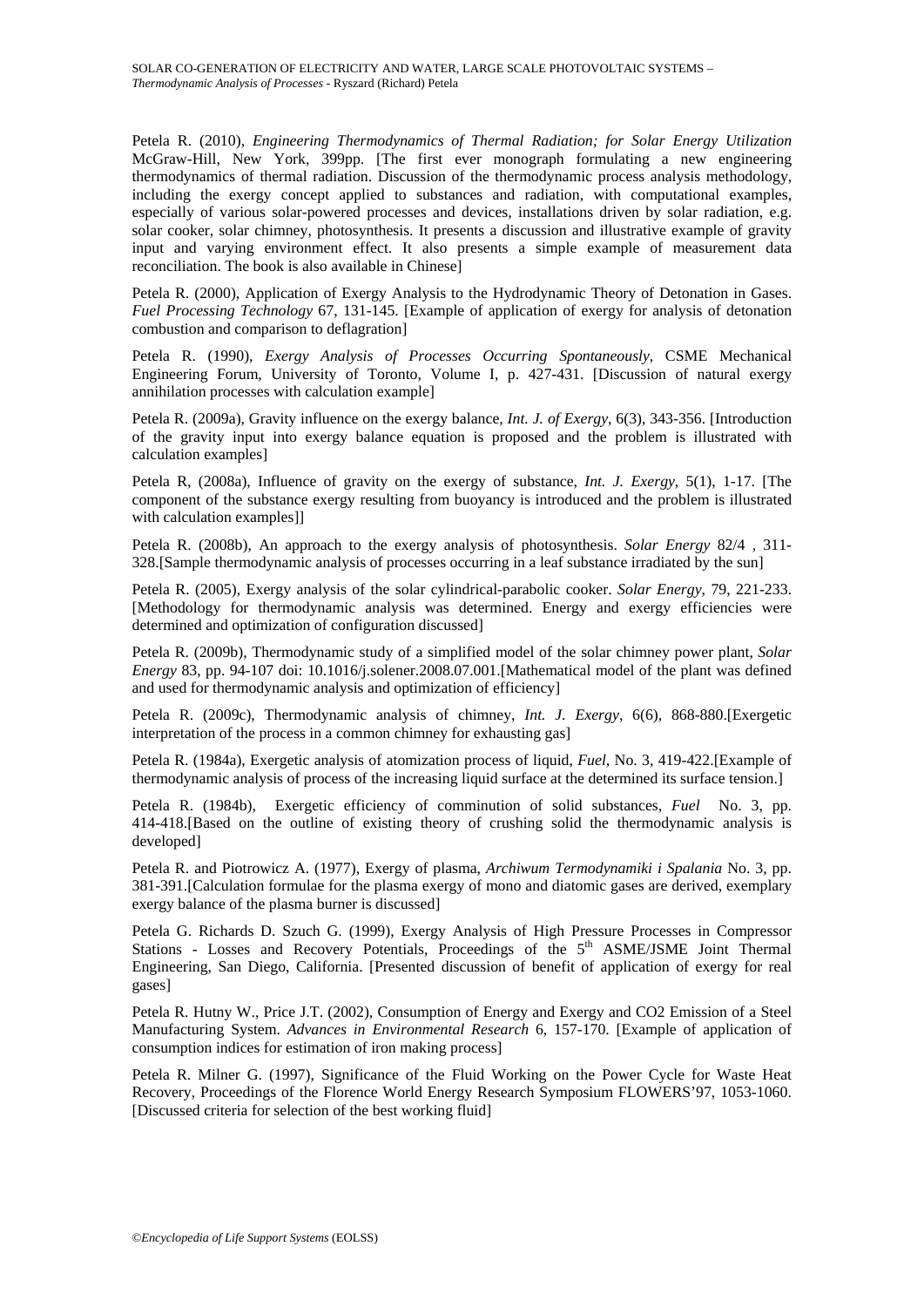Petela R. (2010), *Engineering Thermodynamics of Thermal Radiation; for Solar Energy Utilization* McGraw-Hill, New York, 399pp. [The first ever monograph formulating a new engineering thermodynamics of thermal radiation. Discussion of the thermodynamic process analysis methodology, including the exergy concept applied to substances and radiation, with computational examples, especially of various solar-powered processes and devices, installations driven by solar radiation, e.g. solar cooker, solar chimney, photosynthesis. It presents a discussion and illustrative example of gravity input and varying environment effect. It also presents a simple example of measurement data reconciliation. The book is also available in Chinese]

Petela R. (2000), Application of Exergy Analysis to the Hydrodynamic Theory of Detonation in Gases. *Fuel Processing Technology* 67, 131-145. [Example of application of exergy for analysis of detonation combustion and comparison to deflagration]

Petela R. (1990), *Exergy Analysis of Processes Occurring Spontaneously*, CSME Mechanical Engineering Forum, University of Toronto, Volume I, p. 427-431. [Discussion of natural exergy annihilation processes with calculation example]

Petela R. (2009a), Gravity influence on the exergy balance, *Int. J. of Exergy*, 6(3), 343-356. [Introduction of the gravity input into exergy balance equation is proposed and the problem is illustrated with calculation examples]

Petela R, (2008a), Influence of gravity on the exergy of substance, *Int. J. Exergy*, 5(1), 1-17. [The component of the substance exergy resulting from buoyancy is introduced and the problem is illustrated with calculation examples]]

Petela R. (2008b), An approach to the exergy analysis of photosynthesis. *Solar Energy* 82/4 , 311-328.[Sample thermodynamic analysis of processes occurring in a leaf substance irradiated by the sun]

Petela R. (2005), Exergy analysis of the solar cylindrical-parabolic cooker. *Solar Energy*, 79, 221-233. [Methodology for thermodynamic analysis was determined. Energy and exergy efficiencies were determined and optimization of configuration discussed]

Petela R. (2009b), Thermodynamic study of a simplified model of the solar chimney power plant, *Solar Energy* 83, pp. 94-107 doi: 10.1016/j.solener.2008.07.001.[Mathematical model of the plant was defined and used for thermodynamic analysis and optimization of efficiency]

Petela R. (2009c), Thermodynamic analysis of chimney, *Int. J. Exergy*, 6(6), 868-880.[Exergetic interpretation of the process in a common chimney for exhausting gas]

Petela R. (1984a), Exergetic analysis of atomization process of liquid, *Fuel*, No. 3, 419-422.[Example of thermodynamic analysis of process of the increasing liquid surface at the determined its surface tension.]

Petela R. (1984b), Exergetic efficiency of comminution of solid substances, *Fuel* No. 3, pp. 414-418.[Based on the outline of existing theory of crushing solid the thermodynamic analysis is developed]

Petela R. and Piotrowicz A. (1977), Exergy of plasma, *Archiwum Termodynamiki i Spalania* No. 3, pp. 381-391.[Calculation formulae for the plasma exergy of mono and diatomic gases are derived, exemplary exergy balance of the plasma burner is discussed]

Petela G. Richards D. Szuch G. (1999), Exergy Analysis of High Pressure Processes in Compressor Stations - Losses and Recovery Potentials, Proceedings of the 5th ASME/JSME Joint Thermal Engineering, San Diego, California. [Presented discussion of benefit of application of exergy for real gases]

Petela R. Hutny W., Price J.T. (2002), Consumption of Energy and Exergy and CO2 Emission of a Steel Manufacturing System. *Advances in Environmental Research* 6, 157-170. [Example of application of consumption indices for estimation of iron making process]

Petela R. Milner G. (1997), Significance of the Fluid Working on the Power Cycle for Waste Heat Recovery, Proceedings of the Florence World Energy Research Symposium FLOWERS'97, 1053-1060. [Discussed criteria for selection of the best working fluid]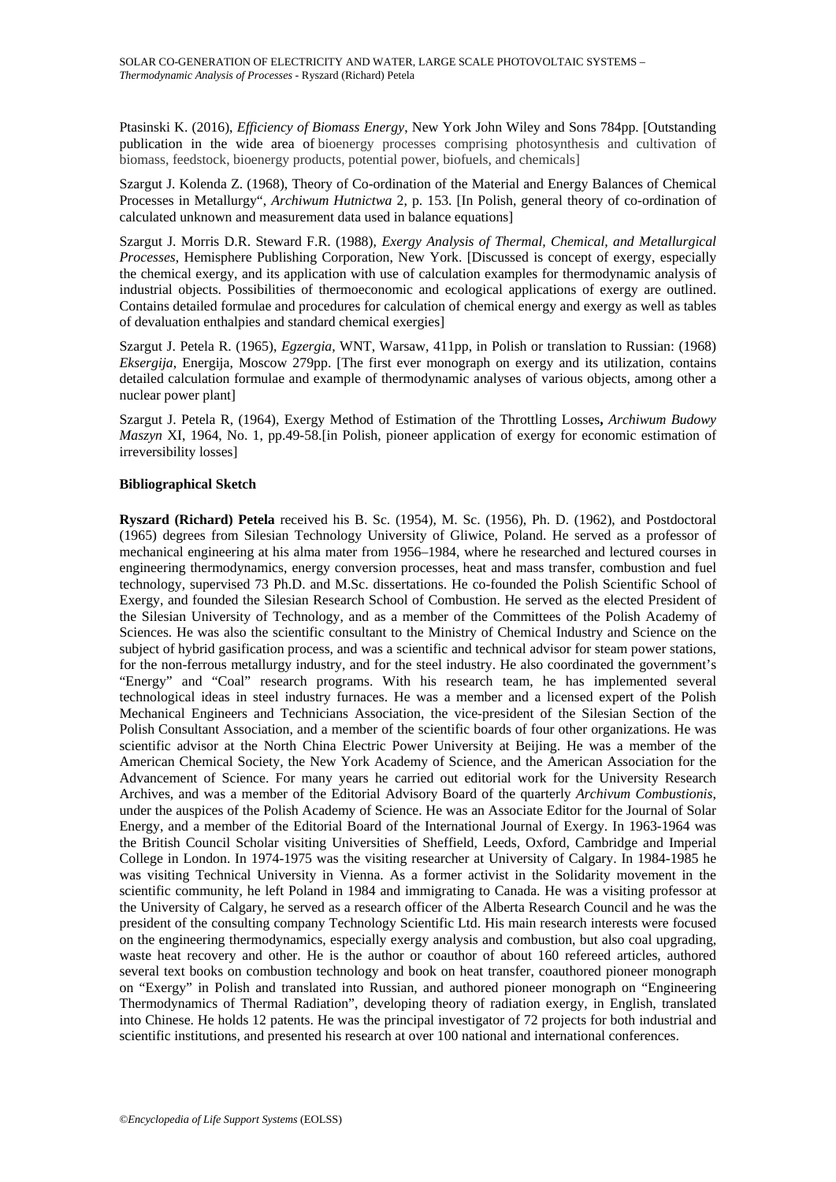Ptasinski K. (2016), *Efficiency of Biomass Energy*, New York John Wiley and Sons 784pp. [Outstanding publication in the wide area of bioenergy processes comprising photosynthesis and cultivation of biomass, feedstock, bioenergy products, potential power, biofuels, and chemicals]

Szargut J. Kolenda Z. (1968), Theory of Co-ordination of the Material and Energy Balances of Chemical Processes in Metallurgy", *Archiwum Hutnictwa* 2, p. 153. [In Polish, general theory of co-ordination of calculated unknown and measurement data used in balance equations]

Szargut J. Morris D.R. Steward F.R. (1988), *Exergy Analysis of Thermal, Chemical, and Metallurgical Processes*, Hemisphere Publishing Corporation, New York. [Discussed is concept of exergy, especially the chemical exergy, and its application with use of calculation examples for thermodynamic analysis of industrial objects. Possibilities of thermoeconomic and ecological applications of exergy are outlined. Contains detailed formulae and procedures for calculation of chemical energy and exergy as well as tables of devaluation enthalpies and standard chemical exergies]

Szargut J. Petela R. (1965), *Egzergia*, WNT, Warsaw, 411pp, in Polish or translation to Russian: (1968) *Eksergija*, Energija, Moscow 279pp. [The first ever monograph on exergy and its utilization, contains detailed calculation formulae and example of thermodynamic analyses of various objects, among other a nuclear power plant]

Szargut J. Petela R, (1964), Exergy Method of Estimation of the Throttling Losses**,** *Archiwum Budowy Maszyn* XI, 1964, No. 1, pp.49-58.[in Polish, pioneer application of exergy for economic estimation of irreversibility losses]

**Bibliographical Sketch**

**Ryszard (Richard) Petela** received his B. Sc. (1954), M. Sc. (1956), Ph. D. (1962), and Postdoctoral (1965) degrees from Silesian Technology University of Gliwice, Poland. He served as a professor of mechanical engineering at his alma mater from 1956–1984, where he researched and lectured courses in engineering thermodynamics, energy conversion processes, heat and mass transfer, combustion and fuel technology, supervised 73 Ph.D. and M.Sc. dissertations. He co-founded the Polish Scientific School of Exergy, and founded the Silesian Research School of Combustion. He served as the elected President of the Silesian University of Technology, and as a member of the Committees of the Polish Academy of Sciences. He was also the scientific consultant to the Ministry of Chemical Industry and Science on the subject of hybrid gasification process, and was a scientific and technical advisor for steam power stations, for the non-ferrous metallurgy industry, and for the steel industry. He also coordinated the government's "Energy" and "Coal" research programs. With his research team, he has implemented several technological ideas in steel industry furnaces. He was a member and a licensed expert of the Polish Mechanical Engineers and Technicians Association, the vice-president of the Silesian Section of the Polish Consultant Association, and a member of the scientific boards of four other organizations. He was scientific advisor at the North China Electric Power University at Beijing. He was a member of the American Chemical Society, the New York Academy of Science, and the American Association for the Advancement of Science. For many years he carried out editorial work for the University Research Archives, and was a member of the Editorial Advisory Board of the quarterly *Archivum Combustionis*, under the auspices of the Polish Academy of Science. He was an Associate Editor for the Journal of Solar Energy, and a member of the Editorial Board of the International Journal of Exergy. In 1963-1964 was the British Council Scholar visiting Universities of Sheffield, Leeds, Oxford, Cambridge and Imperial College in London. In 1974-1975 was the visiting researcher at University of Calgary. In 1984-1985 he was visiting Technical University in Vienna. As a former activist in the Solidarity movement in the scientific community, he left Poland in 1984 and immigrating to Canada. He was a visiting professor at the University of Calgary, he served as a research officer of the Alberta Research Council and he was the president of the consulting company Technology Scientific Ltd. His main research interests were focused on the engineering thermodynamics, especially exergy analysis and combustion, but also coal upgrading, waste heat recovery and other. He is the author or coauthor of about 160 refereed articles, authored several text books on combustion technology and book on heat transfer, coauthored pioneer monograph on "Exergy" in Polish and translated into Russian, and authored pioneer monograph on "Engineering Thermodynamics of Thermal Radiation", developing theory of radiation exergy, in English, translated into Chinese. He holds 12 patents. He was the principal investigator of 72 projects for both industrial and scientific institutions, and presented his research at over 100 national and international conferences.